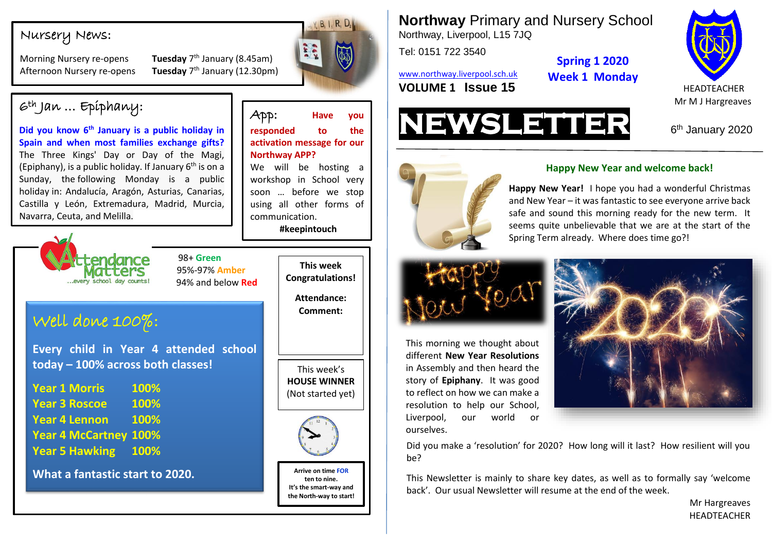# Northway Primary and Nursery School

Northway, Liverpool, L15 7JQ

Tel: 0151 722 3540

www.northway.liverpool.sch.uk

**VOLUME 1 Issue 15**

**Spring 1 2020**
**Week 1 Monday**

HEADTEACHER
Mr M J Hargreaves

# NEWSLETTER

6th January 2020

## Happy New Year and welcome back!

**Happy New Year!** I hope you had a wonderful Christmas and New Year – it was fantastic to see everyone arrive back safe and sound this morning ready for the new term. It seems quite unbelievable that we are at the start of the Spring Term already. Where does time go?!

This morning we thought about different **New Year Resolutions** in Assembly and then heard the story of **Epiphany**. It was good to reflect on how we can make a resolution to help our School, Liverpool, our world or ourselves.

Did you make a 'resolution' for 2020? How long will it last? How resilient will you be?

This Newsletter is mainly to share key dates, as well as to formally say 'welcome back'. Our usual Newsletter will resume at the end of the week.

Mr Hargreaves
HEADTEACHER

## Nursery News:

Morning Nursery re-opens **Tuesday** 7th January (8.45am)
Afternoon Nursery re-opens **Tuesday** 7th January (12.30pm)

## 6th Jan … Epiphany:

**Did you know 6th January is a public holiday in Spain and when most families exchange gifts?** The Three Kings' Day or Day of the Magi, (Epiphany), is a public holiday. If January 6th is on a Sunday, the following Monday is a public holiday in: Andalucía, Aragón, Asturias, Canarias, Castilla y León, Extremadura, Madrid, Murcia, Navarra, Ceuta, and Melilla.

## App:

**Have you responded to the activation message for our Northway APP?**

We will be hosting a workshop in School very soon … before we stop using all other forms of communication.

**#keepintouch**

## Attendance Matters
…every school day counts!

98+ **Green**
95%-97% **Amber**
94% and below **Red**

## Well done 100%:

**Every child in Year 4 attended school today – 100% across both classes!**

| | |
|---|---|
| **Year 1 Morris** | **100%** |
| **Year 3 Roscoe** | **100%** |
| **Year 4 Lennon** | **100%** |
| **Year 4 McCartney** | **100%** |
| **Year 5 Hawking** | **100%** |

**What a fantastic start to 2020.**

**This week Congratulations!**

**Attendance:**
**Comment:**

This week's
**HOUSE WINNER**
(Not started yet)

**Arrive on time FOR ten to nine.**
**It's the smart-way and the North-way to start!**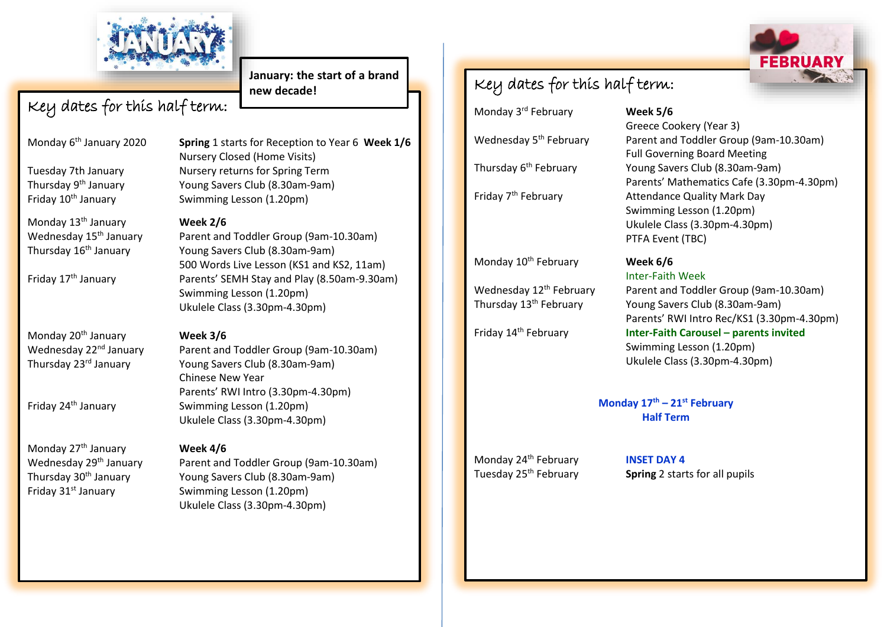JANUARY

**January: the start of a brand new decade!**

## Key dates for this half term:

| | |
|---|---|
| Monday 6th January 2020 | **Spring** 1 starts for Reception to Year 6 **Week 1/6** |
| | Nursery Closed (Home Visits) |
| Tuesday 7th January | Nursery returns for Spring Term |
| Thursday 9th January | Young Savers Club (8.30am-9am) |
| Friday 10th January | Swimming Lesson (1.20pm) |
| Monday 13th January | **Week 2/6** |
| Wednesday 15th January | Parent and Toddler Group (9am-10.30am) |
| Thursday 16th January | Young Savers Club (8.30am-9am) |
| | 500 Words Live Lesson (KS1 and KS2, 11am) |
| Friday 17th January | Parents' SEMH Stay and Play (8.50am-9.30am) |
| | Swimming Lesson (1.20pm) |
| | Ukulele Class (3.30pm-4.30pm) |
| Monday 20th January | **Week 3/6** |
| Wednesday 22nd January | Parent and Toddler Group (9am-10.30am) |
| Thursday 23rd January | Young Savers Club (8.30am-9am) |
| | Chinese New Year |
| | Parents' RWI Intro (3.30pm-4.30pm) |
| Friday 24th January | Swimming Lesson (1.20pm) |
| | Ukulele Class (3.30pm-4.30pm) |
| Monday 27th January | **Week 4/6** |
| Wednesday 29th January | Parent and Toddler Group (9am-10.30am) |
| Thursday 30th January | Young Savers Club (8.30am-9am) |
| Friday 31st January | Swimming Lesson (1.20pm) |
| | Ukulele Class (3.30pm-4.30pm) |

FEBRUARY

## Key dates for this half term:

| | |
|---|---|
| Monday 3rd February | **Week 5/6** |
| | Greece Cookery (Year 3) |
| Wednesday 5th February | Parent and Toddler Group (9am-10.30am) |
| | Full Governing Board Meeting |
| Thursday 6th February | Young Savers Club (8.30am-9am) |
| | Parents' Mathematics Cafe (3.30pm-4.30pm) |
| Friday 7th February | Attendance Quality Mark Day |
| | Swimming Lesson (1.20pm) |
| | Ukulele Class (3.30pm-4.30pm) |
| | PTFA Event (TBC) |
| Monday 10th February | **Week 6/6** |
| | Inter-Faith Week |
| Wednesday 12th February | Parent and Toddler Group (9am-10.30am) |
| Thursday 13th February | Young Savers Club (8.30am-9am) |
| | Parents' RWI Intro Rec/KS1 (3.30pm-4.30pm) |
| Friday 14th February | **Inter-Faith Carousel – parents invited** |
| | Swimming Lesson (1.20pm) |
| | Ukulele Class (3.30pm-4.30pm) |

**Monday 17th – 21st February**
**Half Term**

| | |
|---|---|
| Monday 24th February | **INSET DAY 4** |
| Tuesday 25th February | **Spring** 2 starts for all pupils |